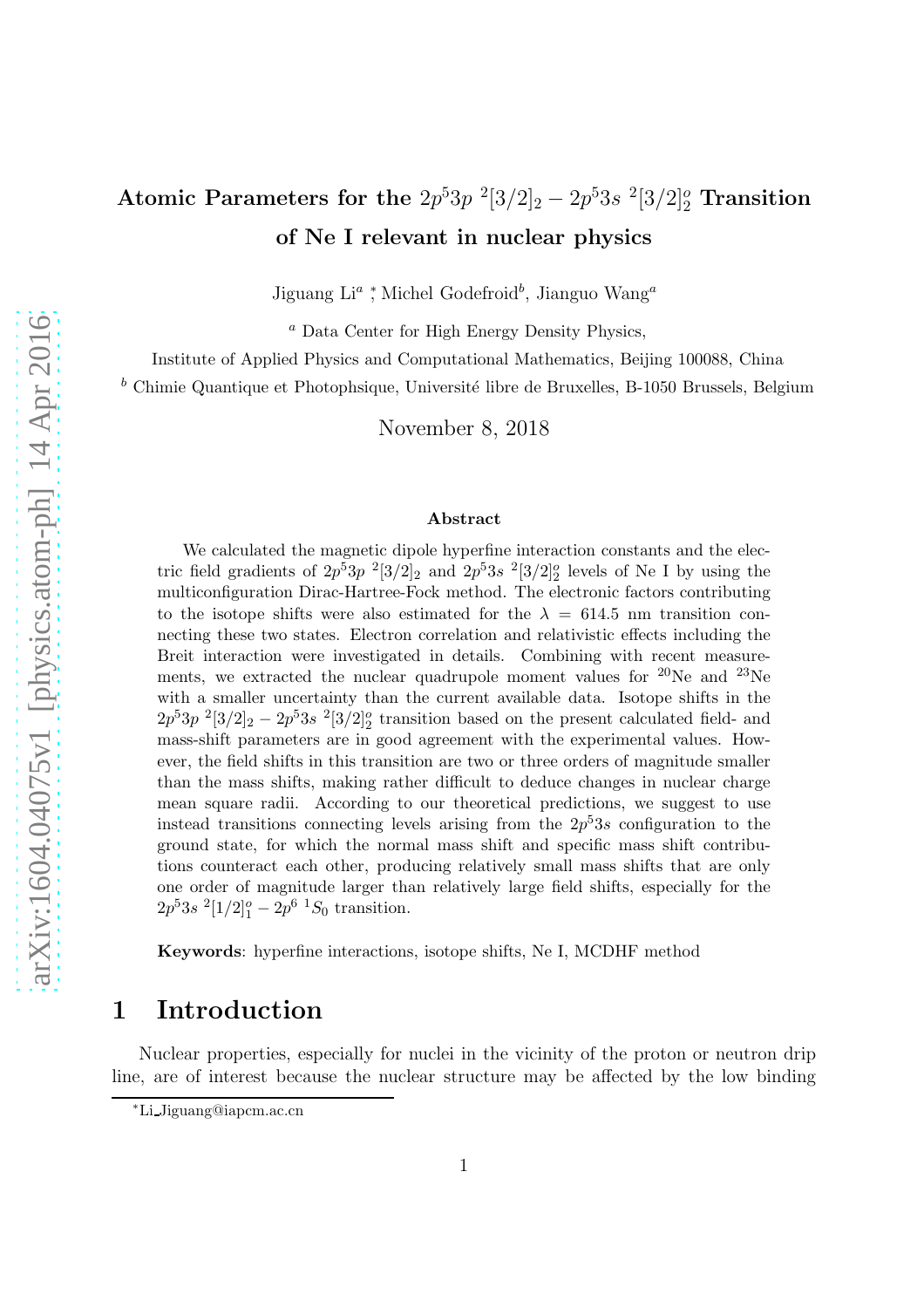# Atomic Parameters for the $2p^53p\ ^2[3/2]_2 - 2p^53s\ ^2[3/2]^o_2$ Transition of Ne I relevant in nuclear physics

Jiguang Li[a] *, Michel Godefroid[b], Jianguo Wang[a]

[a] Data Center for High Energy Density Physics,

Institute of Applied Physics and Computational Mathematics, Beijing 100088, China

[b] Chimie Quantique et Photophsique, Université libre de Bruxelles, B-1050 Brussels, Belgium

November 8, 2018

### Abstract

We calculated the magnetic dipole hyperfine interaction constants and the electric field gradients of $2p^53p\ ^2[3/2]_2$ and $2p^53s\ ^2[3/2]^o_2$ levels of Ne I by using the multiconfiguration Dirac-Hartree-Fock method. The electronic factors contributing to the isotope shifts were also estimated for the $\lambda$ = 614.5 nm transition connecting these two states. Electron correlation and relativistic effects including the Breit interaction were investigated in details. Combining with recent measurements, we extracted the nuclear quadrupole moment values for $^{20}$Ne and $^{23}$Ne with a smaller uncertainty than the current available data. Isotope shifts in the $2p^53p\ ^2[3/2]_2 - 2p^53s\ ^2[3/2]^o_2$ transition based on the present calculated field- and mass-shift parameters are in good agreement with the experimental values. However, the field shifts in this transition are two or three orders of magnitude smaller than the mass shifts, making rather difficult to deduce changes in nuclear charge mean square radii. According to our theoretical predictions, we suggest to use instead transitions connecting levels arising from the $2p^53s$ configuration to the ground state, for which the normal mass shift and specific mass shift contributions counteract each other, producing relatively small mass shifts that are only one order of magnitude larger than relatively large field shifts, especially for the $2p^53s\ ^2[1/2]^o_1 - 2p^6\ ^1S_0$ transition.

**Keywords**: hyperfine interactions, isotope shifts, Ne I, MCDHF method

## 1 Introduction

Nuclear properties, especially for nuclei in the vicinity of the proton or neutron drip line, are of interest because the nuclear structure may be affected by the low binding

*Li_Jiguang@iapcm.ac.cn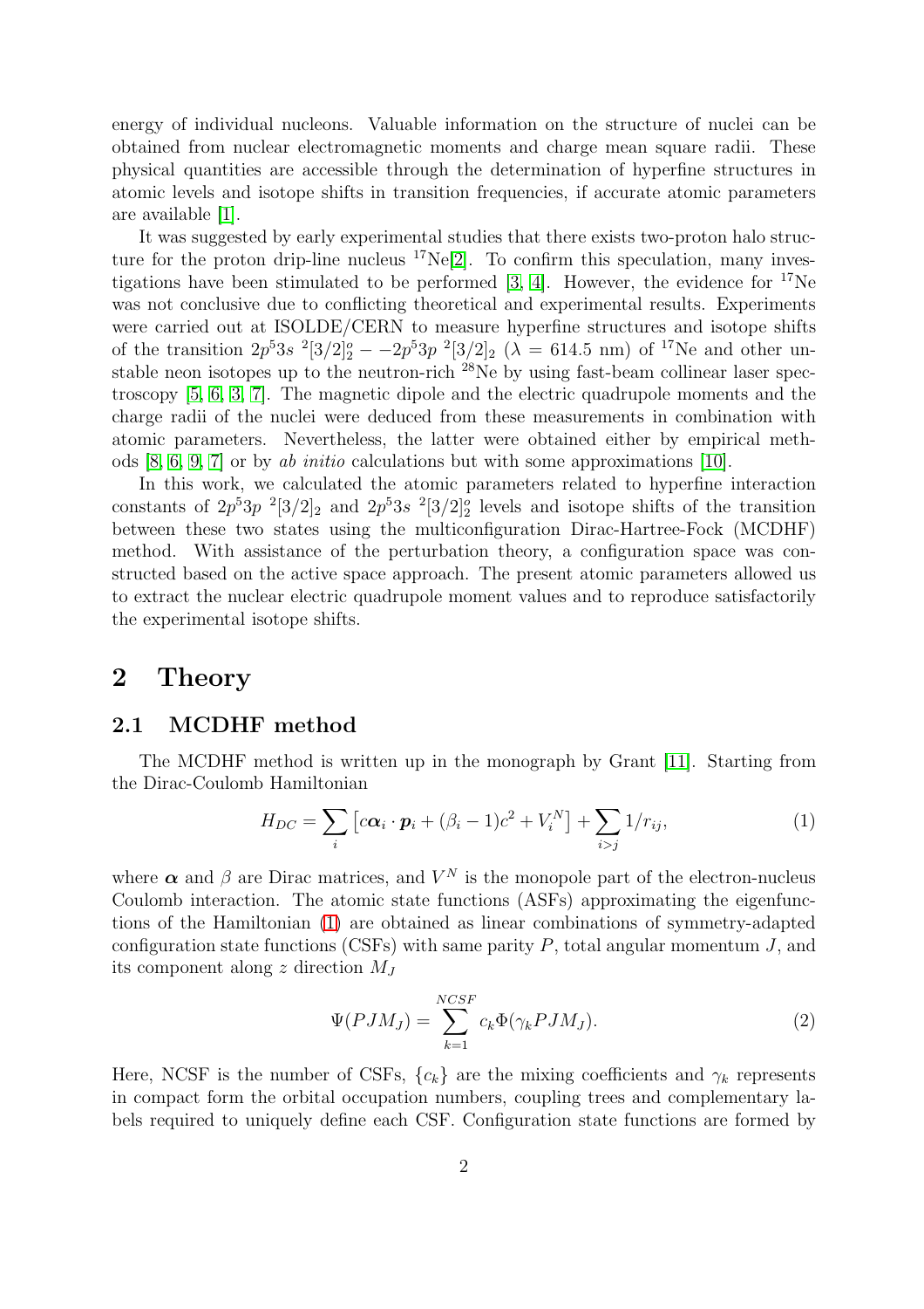energy of individual nucleons. Valuable information on the structure of nuclei can be obtained from nuclear electromagnetic moments and charge mean square radii. These physical quantities are accessible through the determination of hyperfine structures in atomic levels and isotope shifts in transition frequencies, if accurate atomic parameters are available [1].

It was suggested by early experimental studies that there exists two-proton halo structure for the proton drip-line nucleus $^{17}$Ne[2]. To confirm this speculation, many investigations have been stimulated to be performed [3, 4]. However, the evidence for $^{17}$Ne was not conclusive due to conflicting theoretical and experimental results. Experiments were carried out at ISOLDE/CERN to measure hyperfine structures and isotope shifts of the transition $2p^5 3s\ ^2[3/2]^o_2 - -2p^5 3p\ ^2[3/2]_2$ ($\lambda$ = 614.5 nm) of $^{17}$Ne and other unstable neon isotopes up to the neutron-rich $^{28}$Ne by using fast-beam collinear laser spectroscopy [5, 6, 3, 7]. The magnetic dipole and the electric quadrupole moments and the charge radii of the nuclei were deduced from these measurements in combination with atomic parameters. Nevertheless, the latter were obtained either by empirical methods [8, 6, 9, 7] or by *ab initio* calculations but with some approximations [10].

In this work, we calculated the atomic parameters related to hyperfine interaction constants of $2p^5 3p\ ^2[3/2]_2$ and $2p^5 3s\ ^2[3/2]^o_2$ levels and isotope shifts of the transition between these two states using the multiconfiguration Dirac-Hartree-Fock (MCDHF) method. With assistance of the perturbation theory, a configuration space was constructed based on the active space approach. The present atomic parameters allowed us to extract the nuclear electric quadrupole moment values and to reproduce satisfactorily the experimental isotope shifts.

# 2 Theory

## 2.1 MCDHF method

The MCDHF method is written up in the monograph by Grant [11]. Starting from the Dirac-Coulomb Hamiltonian

$$H_{DC} = \sum_i \left[ c\boldsymbol{\alpha}_i \cdot \boldsymbol{p}_i + (\beta_i - 1)c^2 + V_i^N \right] + \sum_{i>j} 1/r_{ij}, \tag{1}$$

where $\boldsymbol{\alpha}$ and $\beta$ are Dirac matrices, and $V^N$ is the monopole part of the electron-nucleus Coulomb interaction. The atomic state functions (ASFs) approximating the eigenfunctions of the Hamiltonian (1) are obtained as linear combinations of symmetry-adapted configuration state functions (CSFs) with same parity $P$, total angular momentum $J$, and its component along $z$ direction $M_J$

$$\Psi(PJM_J) = \sum_{k=1}^{NCSF} c_k \Phi(\gamma_k PJM_J). \tag{2}$$

Here, NCSF is the number of CSFs, $\{c_k\}$ are the mixing coefficients and $\gamma_k$ represents in compact form the orbital occupation numbers, coupling trees and complementary labels required to uniquely define each CSF. Configuration state functions are formed by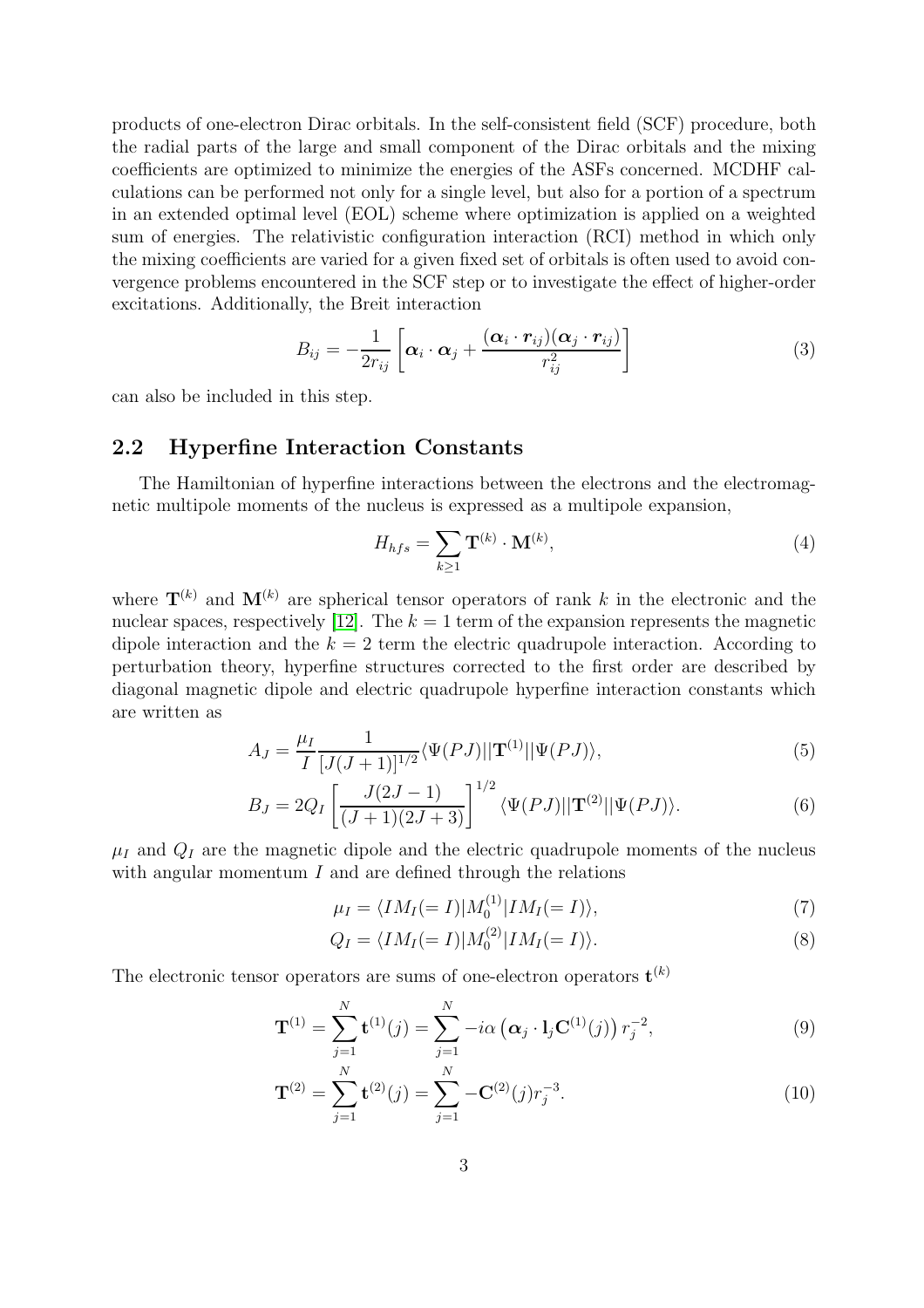products of one-electron Dirac orbitals. In the self-consistent field (SCF) procedure, both the radial parts of the large and small component of the Dirac orbitals and the mixing coefficients are optimized to minimize the energies of the ASFs concerned. MCDHF calculations can be performed not only for a single level, but also for a portion of a spectrum in an extended optimal level (EOL) scheme where optimization is applied on a weighted sum of energies. The relativistic configuration interaction (RCI) method in which only the mixing coefficients are varied for a given fixed set of orbitals is often used to avoid convergence problems encountered in the SCF step or to investigate the effect of higher-order excitations. Additionally, the Breit interaction

$$B_{ij} = -\frac{1}{2r_{ij}}\left[\boldsymbol{\alpha}_i \cdot \boldsymbol{\alpha}_j + \frac{(\boldsymbol{\alpha}_i \cdot \boldsymbol{r}_{ij})(\boldsymbol{\alpha}_j \cdot \boldsymbol{r}_{ij})}{r_{ij}^2}\right] \tag{3}$$

can also be included in this step.

## 2.2 Hyperfine Interaction Constants

The Hamiltonian of hyperfine interactions between the electrons and the electromagnetic multipole moments of the nucleus is expressed as a multipole expansion,

$$H_{hfs} = \sum_{k\geq 1} \mathbf{T}^{(k)} \cdot \mathbf{M}^{(k)}, \tag{4}$$

where $\mathbf{T}^{(k)}$ and $\mathbf{M}^{(k)}$ are spherical tensor operators of rank $k$ in the electronic and the nuclear spaces, respectively [12]. The $k = 1$ term of the expansion represents the magnetic dipole interaction and the $k = 2$ term the electric quadrupole interaction. According to perturbation theory, hyperfine structures corrected to the first order are described by diagonal magnetic dipole and electric quadrupole hyperfine interaction constants which are written as

$$A_J = \frac{\mu_I}{I}\frac{1}{[J(J+1)]^{1/2}}\langle\Psi(PJ)||\mathbf{T}^{(1)}||\Psi(PJ)\rangle, \tag{5}$$

$$B_J = 2Q_I\left[\frac{J(2J-1)}{(J+1)(2J+3)}\right]^{1/2}\langle\Psi(PJ)||\mathbf{T}^{(2)}||\Psi(PJ)\rangle. \tag{6}$$

$\mu_I$ and $Q_I$ are the magnetic dipole and the electric quadrupole moments of the nucleus with angular momentum $I$ and are defined through the relations

$$\mu_I = \langle IM_I(=I)|M_0^{(1)}|IM_I(=I)\rangle, \tag{7}$$

$$Q_I = \langle IM_I(=I)|M_0^{(2)}|IM_I(=I)\rangle. \tag{8}$$

The electronic tensor operators are sums of one-electron operators $\mathbf{t}^{(k)}$

$$\mathbf{T}^{(1)} = \sum_{j=1}^{N}\mathbf{t}^{(1)}(j) = \sum_{j=1}^{N} -i\alpha\left(\boldsymbol{\alpha}_j \cdot \mathbf{l}_j\mathbf{C}^{(1)}(j)\right)r_j^{-2}, \tag{9}$$

$$\mathbf{T}^{(2)} = \sum_{j=1}^{N}\mathbf{t}^{(2)}(j) = \sum_{j=1}^{N} -\mathbf{C}^{(2)}(j)r_j^{-3}. \tag{10}$$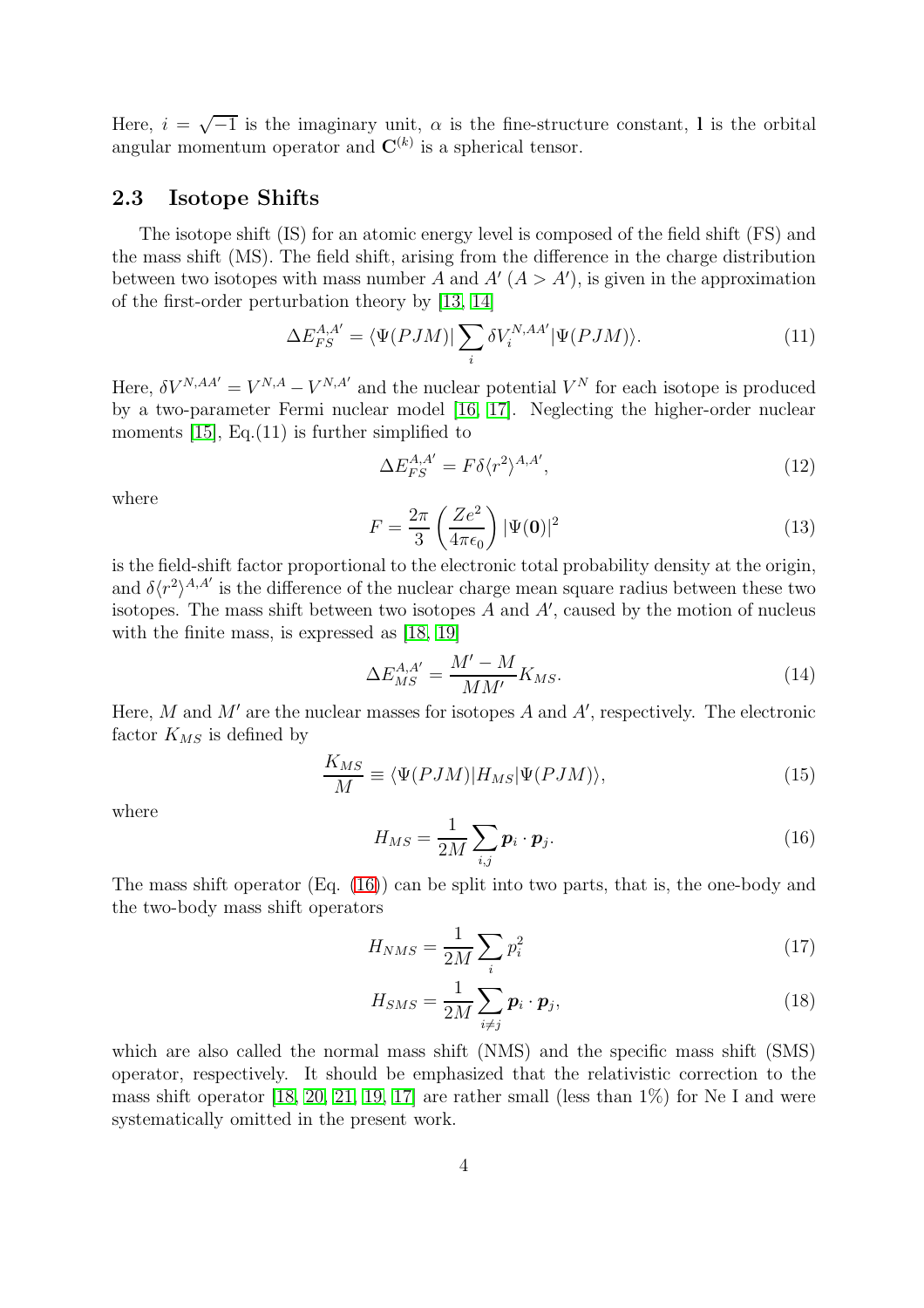Here, $i = \sqrt{-1}$ is the imaginary unit, $\alpha$ is the fine-structure constant, $\mathbf{l}$ is the orbital angular momentum operator and $\mathbf{C}^{(k)}$ is a spherical tensor.

### 2.3 Isotope Shifts

The isotope shift (IS) for an atomic energy level is composed of the field shift (FS) and the mass shift (MS). The field shift, arising from the difference in the charge distribution between two isotopes with mass number $A$ and $A'$ ($A > A'$), is given in the approximation of the first-order perturbation theory by [13, 14]

$$\Delta E_{FS}^{A,A'} = \langle \Psi(PJM) | \sum_i \delta V_i^{N,AA'} | \Psi(PJM) \rangle. \tag{11}$$

Here, $\delta V^{N,AA'} = V^{N,A} - V^{N,A'}$ and the nuclear potential $V^N$ for each isotope is produced by a two-parameter Fermi nuclear model [16, 17]. Neglecting the higher-order nuclear moments [15], Eq.(11) is further simplified to

$$\Delta E_{FS}^{A,A'} = F \delta \langle r^2 \rangle^{A,A'}, \tag{12}$$

where

$$F = \frac{2\pi}{3} \left( \frac{Ze^2}{4\pi\epsilon_0} \right) |\Psi(\mathbf{0})|^2 \tag{13}$$

is the field-shift factor proportional to the electronic total probability density at the origin, and $\delta \langle r^2 \rangle^{A,A'}$ is the difference of the nuclear charge mean square radius between these two isotopes. The mass shift between two isotopes $A$ and $A'$, caused by the motion of nucleus with the finite mass, is expressed as [18, 19]

$$\Delta E_{MS}^{A,A'} = \frac{M' - M}{MM'} K_{MS}. \tag{14}$$

Here, $M$ and $M'$ are the nuclear masses for isotopes $A$ and $A'$, respectively. The electronic factor $K_{MS}$ is defined by

$$\frac{K_{MS}}{M} \equiv \langle \Psi(PJM) | H_{MS} | \Psi(PJM) \rangle, \tag{15}$$

where

$$H_{MS} = \frac{1}{2M} \sum_{i,j} \boldsymbol{p}_i \cdot \boldsymbol{p}_j. \tag{16}$$

The mass shift operator (Eq. (16)) can be split into two parts, that is, the one-body and the two-body mass shift operators

$$H_{NMS} = \frac{1}{2M} \sum_i p_i^2 \tag{17}$$

$$H_{SMS} = \frac{1}{2M} \sum_{i \neq j} \boldsymbol{p}_i \cdot \boldsymbol{p}_j, \tag{18}$$

which are also called the normal mass shift (NMS) and the specific mass shift (SMS) operator, respectively. It should be emphasized that the relativistic correction to the mass shift operator [18, 20, 21, 19, 17] are rather small (less than 1%) for Ne I and were systematically omitted in the present work.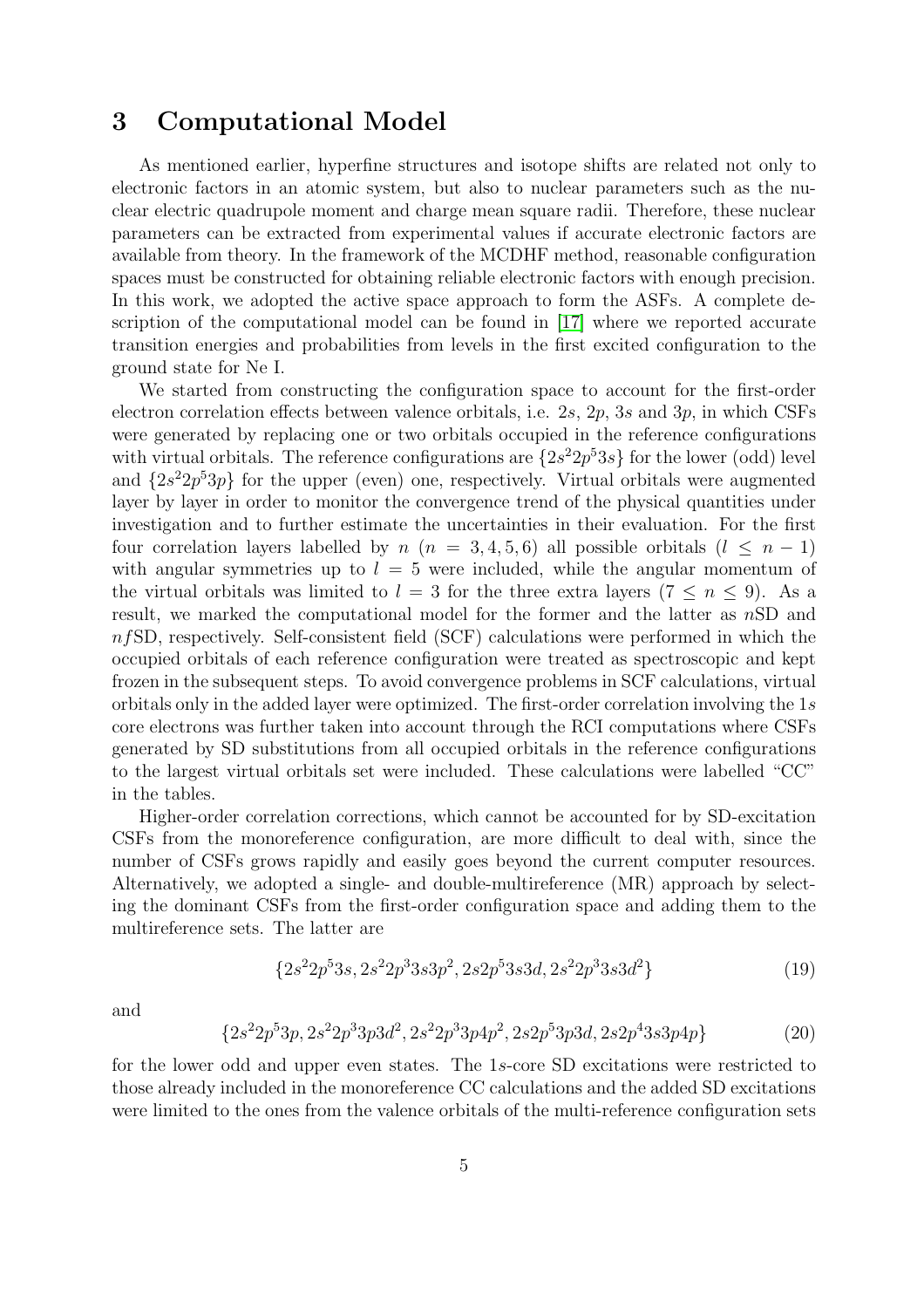## 3 Computational Model

As mentioned earlier, hyperfine structures and isotope shifts are related not only to electronic factors in an atomic system, but also to nuclear parameters such as the nuclear electric quadrupole moment and charge mean square radii. Therefore, these nuclear parameters can be extracted from experimental values if accurate electronic factors are available from theory. In the framework of the MCDHF method, reasonable configuration spaces must be constructed for obtaining reliable electronic factors with enough precision. In this work, we adopted the active space approach to form the ASFs. A complete description of the computational model can be found in [17] where we reported accurate transition energies and probabilities from levels in the first excited configuration to the ground state for Ne I.

We started from constructing the configuration space to account for the first-order electron correlation effects between valence orbitals, i.e. $2s$, $2p$, $3s$ and $3p$, in which CSFs were generated by replacing one or two orbitals occupied in the reference configurations with virtual orbitals. The reference configurations are $\{2s^2 2p^5 3s\}$ for the lower (odd) level and $\{2s^2 2p^5 3p\}$ for the upper (even) one, respectively. Virtual orbitals were augmented layer by layer in order to monitor the convergence trend of the physical quantities under investigation and to further estimate the uncertainties in their evaluation. For the first four correlation layers labelled by $n$ ($n = 3, 4, 5, 6$) all possible orbitals ($l \leq n-1$) with angular symmetries up to $l = 5$ were included, while the angular momentum of the virtual orbitals was limited to $l = 3$ for the three extra layers ($7 \leq n \leq 9$). As a result, we marked the computational model for the former and the latter as $n$SD and $nf$SD, respectively. Self-consistent field (SCF) calculations were performed in which the occupied orbitals of each reference configuration were treated as spectroscopic and kept frozen in the subsequent steps. To avoid convergence problems in SCF calculations, virtual orbitals only in the added layer were optimized. The first-order correlation involving the $1s$ core electrons was further taken into account through the RCI computations where CSFs generated by SD substitutions from all occupied orbitals in the reference configurations to the largest virtual orbitals set were included. These calculations were labelled "CC" in the tables.

Higher-order correlation corrections, which cannot be accounted for by SD-excitation CSFs from the monoreference configuration, are more difficult to deal with, since the number of CSFs grows rapidly and easily goes beyond the current computer resources. Alternatively, we adopted a single- and double-multireference (MR) approach by selecting the dominant CSFs from the first-order configuration space and adding them to the multireference sets. The latter are

$$\{2s^2 2p^5 3s, 2s^2 2p^3 3s 3p^2, 2s 2p^5 3s 3d, 2s^2 2p^3 3s 3d^2\} \tag{19}$$

and

$$\{2s^2 2p^5 3p, 2s^2 2p^3 3p 3d^2, 2s^2 2p^3 3p 4p^2, 2s 2p^5 3p 3d, 2s 2p^4 3s 3p 4p\} \tag{20}$$

for the lower odd and upper even states. The $1s$-core SD excitations were restricted to those already included in the monoreference CC calculations and the added SD excitations were limited to the ones from the valence orbitals of the multi-reference configuration sets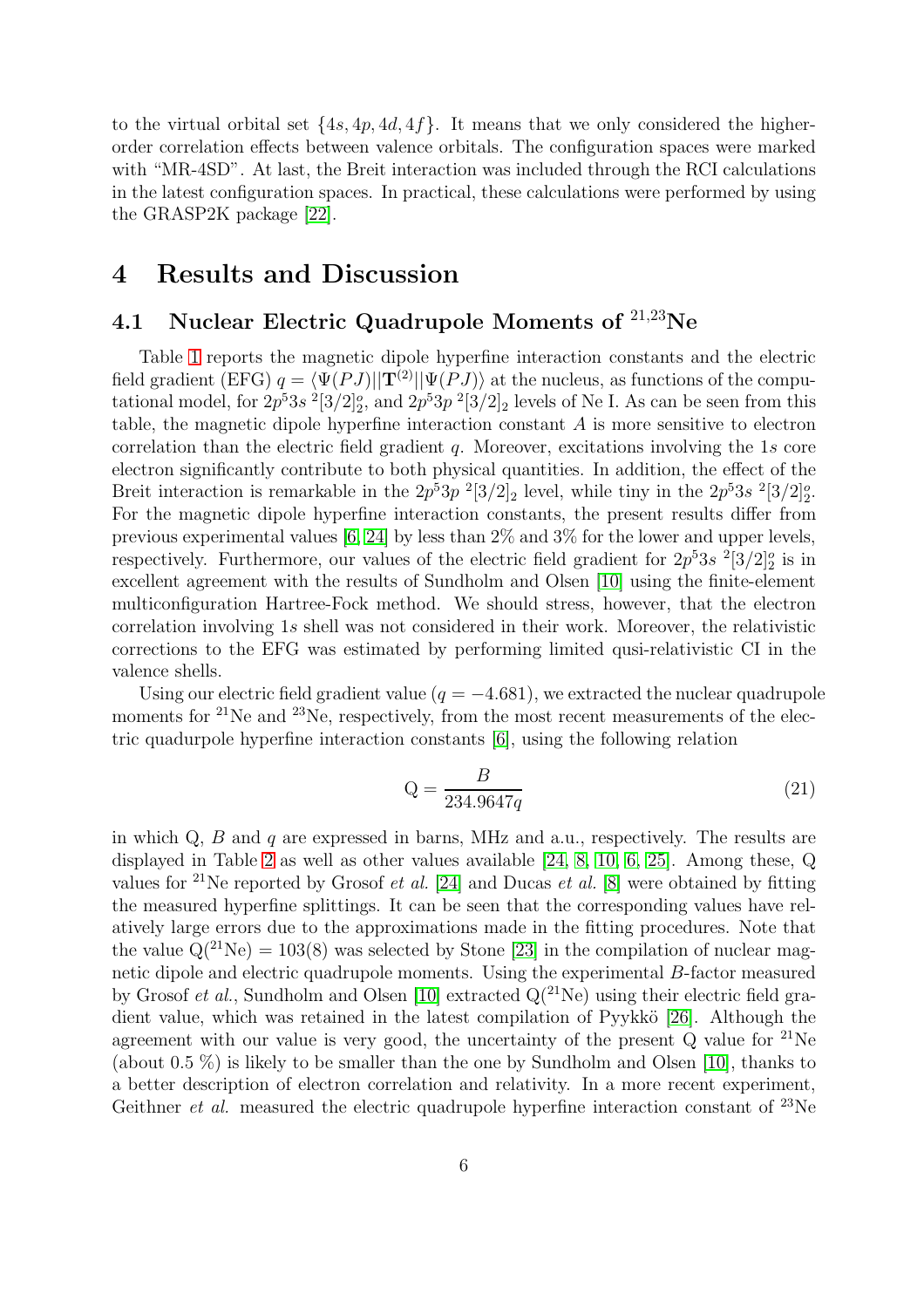to the virtual orbital set $\{4s, 4p, 4d, 4f\}$. It means that we only considered the higher-order correlation effects between valence orbitals. The configuration spaces were marked with "MR-4SD". At last, the Breit interaction was included through the RCI calculations in the latest configuration spaces. In practical, these calculations were performed by using the GRASP2K package [22].

# 4 Results and Discussion

## 4.1 Nuclear Electric Quadrupole Moments of $^{21,23}$Ne

Table 1 reports the magnetic dipole hyperfine interaction constants and the electric field gradient (EFG) $q = \langle \Psi(PJ) || \mathbf{T}^{(2)} || \Psi(PJ) \rangle$ at the nucleus, as functions of the computational model, for $2p^5 3s\ ^2[3/2]_2^o$, and $2p^5 3p\ ^2[3/2]_2$ levels of Ne I. As can be seen from this table, the magnetic dipole hyperfine interaction constant $A$ is more sensitive to electron correlation than the electric field gradient $q$. Moreover, excitations involving the $1s$ core electron significantly contribute to both physical quantities. In addition, the effect of the Breit interaction is remarkable in the $2p^5 3p\ ^2[3/2]_2$ level, while tiny in the $2p^5 3s\ ^2[3/2]_2^o$. For the magnetic dipole hyperfine interaction constants, the present results differ from previous experimental values [6, 24] by less than 2% and 3% for the lower and upper levels, respectively. Furthermore, our values of the electric field gradient for $2p^5 3s\ ^2[3/2]_2^o$ is in excellent agreement with the results of Sundholm and Olsen [10] using the finite-element multiconfiguration Hartree-Fock method. We should stress, however, that the electron correlation involving $1s$ shell was not considered in their work. Moreover, the relativistic corrections to the EFG was estimated by performing limited qusi-relativistic CI in the valence shells.

Using our electric field gradient value ($q = -4.681$), we extracted the nuclear quadrupole moments for $^{21}$Ne and $^{23}$Ne, respectively, from the most recent measurements of the electric quadurpole hyperfine interaction constants [6], using the following relation

$$\mathrm{Q} = \frac{B}{234.9647q} \tag{21}$$

in which Q, $B$ and $q$ are expressed in barns, MHz and a.u., respectively. The results are displayed in Table 2 as well as other values available [24, 8, 10, 6, 25]. Among these, Q values for $^{21}$Ne reported by Grosof *et al.* [24] and Ducas *et al.* [8] were obtained by fitting the measured hyperfine splittings. It can be seen that the corresponding values have relatively large errors due to the approximations made in the fitting procedures. Note that the value Q($^{21}$Ne) = 103(8) was selected by Stone [23] in the compilation of nuclear magnetic dipole and electric quadrupole moments. Using the experimental $B$-factor measured by Grosof *et al.*, Sundholm and Olsen [10] extracted Q($^{21}$Ne) using their electric field gradient value, which was retained in the latest compilation of Pyykkö [26]. Although the agreement with our value is very good, the uncertainty of the present Q value for $^{21}$Ne (about 0.5 %) is likely to be smaller than the one by Sundholm and Olsen [10], thanks to a better description of electron correlation and relativity. In a more recent experiment, Geithner *et al.* measured the electric quadrupole hyperfine interaction constant of $^{23}$Ne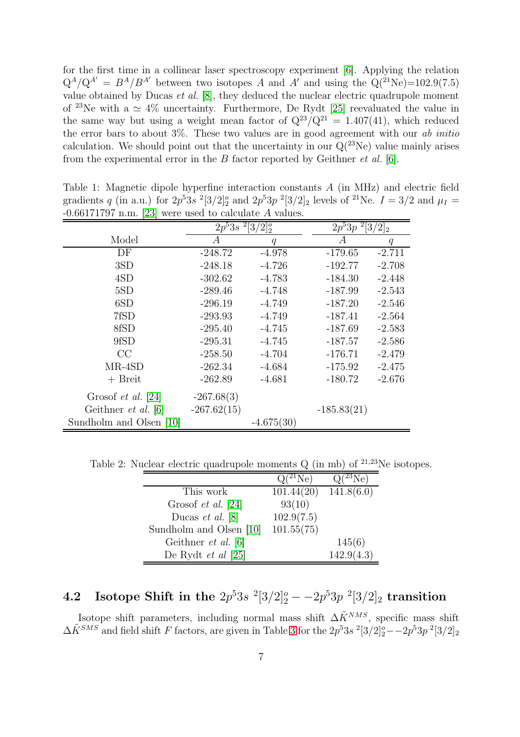for the first time in a collinear laser spectroscopy experiment [6]. Applying the relation $Q^A/Q^{A'} = B^A/B^{A'}$ between two isotopes $A$ and $A'$ and using the $Q(^{21}Ne)$=102.9(7.5) value obtained by Ducas *et al.* [8], they deduced the nuclear electric quadrupole moment of $^{23}$Ne with a $\simeq$ 4% uncertainty. Furthermore, De Rydt [25] reevaluated the value in the same way but using a weight mean factor of $Q^{23}/Q^{21}$ = 1.407(41), which reduced the error bars to about 3%. These two values are in good agreement with our *ab initio* calculation. We should point out that the uncertainty in our $Q(^{23}Ne)$ value mainly arises from the experimental error in the $B$ factor reported by Geithner *et al.* [6].

Table 1: Magnetic dipole hyperfine interaction constants $A$ (in MHz) and electric field gradients $q$ (in a.u.) for $2p^53s\ ^2[3/2]^o_2$ and $2p^53p\ ^2[3/2]_2$ levels of $^{21}$Ne. $I = 3/2$ and $\mu_I$ = -0.66171797 n.m. [23] were used to calculate $A$ values.

| | $2p^53s\ ^2[3/2]^o_2$ | | $2p^53p\ ^2[3/2]_2$ | |
|---|---|---|---|---|
| Model | $A$ | $q$ | $A$ | $q$ |
| DF | -248.72 | -4.978 | -179.65 | -2.711 |
| 3SD | -248.18 | -4.726 | -192.77 | -2.708 |
| 4SD | -302.62 | -4.783 | -184.30 | -2.448 |
| 5SD | -289.46 | -4.748 | -187.99 | -2.543 |
| 6SD | -296.19 | -4.749 | -187.20 | -2.546 |
| 7fSD | -293.93 | -4.749 | -187.41 | -2.564 |
| 8fSD | -295.40 | -4.745 | -187.69 | -2.583 |
| 9fSD | -295.31 | -4.745 | -187.57 | -2.586 |
| CC | -258.50 | -4.704 | -176.71 | -2.479 |
| MR-4SD | -262.34 | -4.684 | -175.92 | -2.475 |
| + Breit | -262.89 | -4.681 | -180.72 | -2.676 |
| Grosof *et al.* [24] | -267.68(3) | | | |
| Geithner *et al.* [6] | -267.62(15) | | -185.83(21) | |
| Sundholm and Olsen [10] | | -4.675(30) | | |

Table 2: Nuclear electric quadrupole moments Q (in mb) of $^{21,23}$Ne isotopes.

| | $Q(^{21}Ne)$ | $Q(^{23}Ne)$ |
|---|---|---|
| This work | 101.44(20) | 141.8(6.0) |
| Grosof *et al.* [24] | 93(10) | |
| Ducas *et al.* [8] | 102.9(7.5) | |
| Sundholm and Olsen [10] | 101.55(75) | |
| Geithner *et al.* [6] | | 145(6) |
| De Rydt *et al* [25] | | 142.9(4.3) |

## 4.2 Isotope Shift in the $2p^53s\ ^2[3/2]^o_2 - -2p^53p\ ^2[3/2]_2$ transition

Isotope shift parameters, including normal mass shift $\Delta\tilde{K}^{NMS}$, specific mass shift $\Delta\tilde{K}^{SMS}$ and field shift $F$ factors, are given in Table 3 for the $2p^53s\ ^2[3/2]^o_2 - -2p^53p\ ^2[3/2]_2$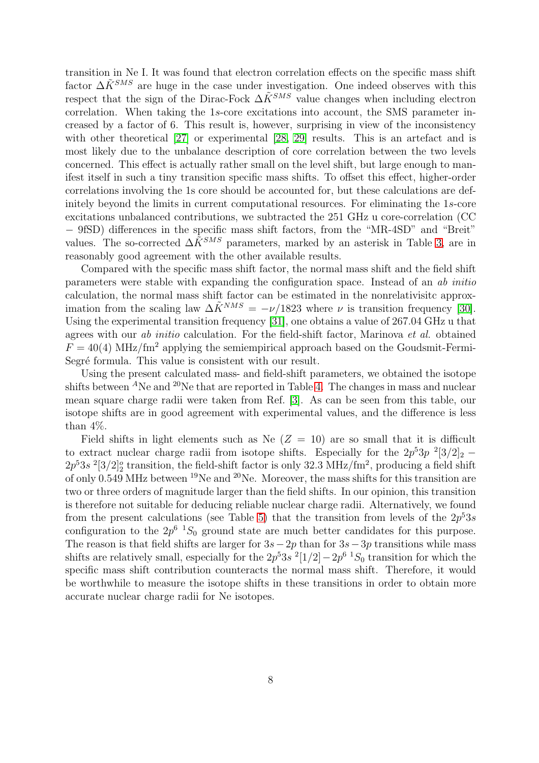transition in Ne I. It was found that electron correlation effects on the specific mass shift factor $\Delta\tilde{K}^{SMS}$ are huge in the case under investigation. One indeed observes with this respect that the sign of the Dirac-Fock $\Delta\tilde{K}^{SMS}$ value changes when including electron correlation. When taking the 1$s$-core excitations into account, the SMS parameter increased by a factor of 6. This result is, however, surprising in view of the inconsistency with other theoretical [27] or experimental [28, 29] results. This is an artefact and is most likely due to the unbalance description of core correlation between the two levels concerned. This effect is actually rather small on the level shift, but large enough to manifest itself in such a tiny transition specific mass shifts. To offset this effect, higher-order correlations involving the 1s core should be accounted for, but these calculations are definitely beyond the limits in current computational resources. For eliminating the 1$s$-core excitations unbalanced contributions, we subtracted the 251 GHz u core-correlation (CC − 9fSD) differences in the specific mass shift factors, from the "MR-4SD" and "Breit" values. The so-corrected $\Delta\tilde{K}^{SMS}$ parameters, marked by an asterisk in Table 3, are in reasonably good agreement with the other available results.

Compared with the specific mass shift factor, the normal mass shift and the field shift parameters were stable with expanding the configuration space. Instead of an *ab initio* calculation, the normal mass shift factor can be estimated in the nonrelativisitc approximation from the scaling law $\Delta\tilde{K}^{NMS} = -\nu/1823$ where $\nu$ is transition frequency [30]. Using the experimental transition frequency [31], one obtains a value of 267.04 GHz u that agrees with our *ab initio* calculation. For the field-shift factor, Marinova *et al.* obtained $F = 40(4)$ MHz/fm$^2$ applying the semiempirical approach based on the Goudsmit-Fermi-Segré formula. This value is consistent with our result.

Using the present calculated mass- and field-shift parameters, we obtained the isotope shifts between $^{A}$Ne and $^{20}$Ne that are reported in Table 4. The changes in mass and nuclear mean square charge radii were taken from Ref. [3]. As can be seen from this table, our isotope shifts are in good agreement with experimental values, and the difference is less than 4%.

Field shifts in light elements such as Ne ($Z = 10$) are so small that it is difficult to extract nuclear charge radii from isotope shifts. Especially for the $2p^5 3p\ ^2[3/2]_2 - 2p^5 3s\ ^2[3/2]^o_2$ transition, the field-shift factor is only 32.3 MHz/fm$^2$, producing a field shift of only 0.549 MHz between $^{19}$Ne and $^{20}$Ne. Moreover, the mass shifts for this transition are two or three orders of magnitude larger than the field shifts. In our opinion, this transition is therefore not suitable for deducing reliable nuclear charge radii. Alternatively, we found from the present calculations (see Table 5) that the transition from levels of the $2p^5 3s$ configuration to the $2p^6\ ^1S_0$ ground state are much better candidates for this purpose. The reason is that field shifts are larger for $3s-2p$ than for $3s-3p$ transitions while mass shifts are relatively small, especially for the $2p^5 3s\ ^2[1/2]-2p^6\ ^1S_0$ transition for which the specific mass shift contribution counteracts the normal mass shift. Therefore, it would be worthwhile to measure the isotope shifts in these transitions in order to obtain more accurate nuclear charge radii for Ne isotopes.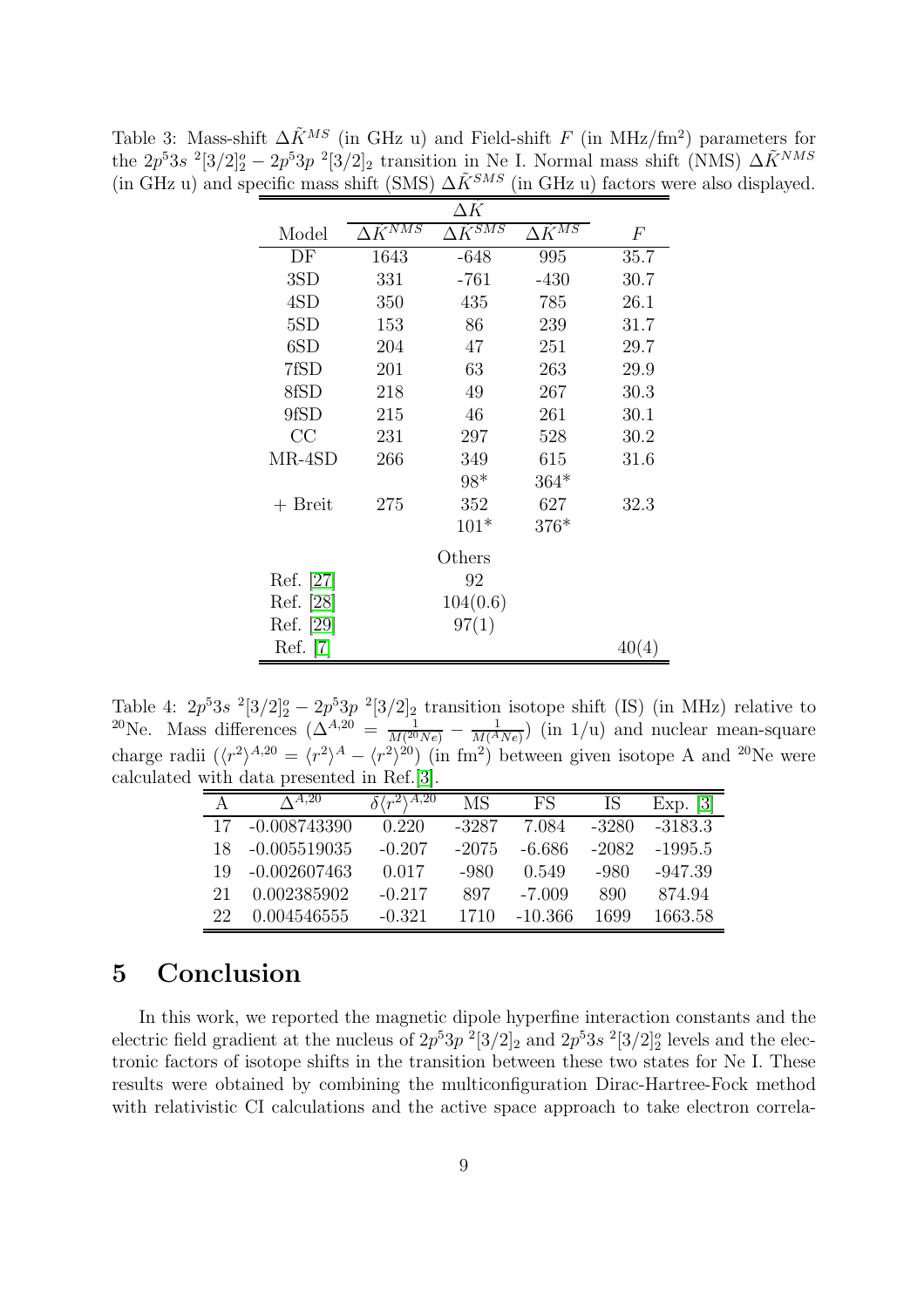Table 3: Mass-shift $\Delta\tilde{K}^{MS}$ (in GHz u) and Field-shift $F$ (in MHz/fm$^2$) parameters for the $2p^53s\ ^2[3/2]^o_2 - 2p^53p\ ^2[3/2]_2$ transition in Ne I. Normal mass shift (NMS) $\Delta\tilde{K}^{NMS}$ (in GHz u) and specific mass shift (SMS) $\Delta\tilde{K}^{SMS}$ (in GHz u) factors were also displayed.

| | $\Delta\tilde{K}$ | | | |
|---|---|---|---|---|
| Model | $\Delta\tilde{K}^{NMS}$ | $\Delta\tilde{K}^{SMS}$ | $\Delta\tilde{K}^{MS}$ | $F$ |
| DF | 1643 | -648 | 995 | 35.7 |
| 3SD | 331 | -761 | -430 | 30.7 |
| 4SD | 350 | 435 | 785 | 26.1 |
| 5SD | 153 | 86 | 239 | 31.7 |
| 6SD | 204 | 47 | 251 | 29.7 |
| 7fSD | 201 | 63 | 263 | 29.9 |
| 8fSD | 218 | 49 | 267 | 30.3 |
| 9fSD | 215 | 46 | 261 | 30.1 |
| CC | 231 | 297 | 528 | 30.2 |
| MR-4SD | 266 | 349 | 615 | 31.6 |
| | | 98* | 364* | |
| + Breit | 275 | 352 | 627 | 32.3 |
| | | 101* | 376* | |
| | | Others | | |
| Ref. [27] | | 92 | | |
| Ref. [28] | | 104(0.6) | | |
| Ref. [29] | | 97(1) | | |
| Ref. [7] | | | | 40(4) |

Table 4: $2p^53s\ ^2[3/2]^o_2 - 2p^53p\ ^2[3/2]_2$ transition isotope shift (IS) (in MHz) relative to $^{20}$Ne. Mass differences ($\Delta^{A,20} = \frac{1}{M(^{20}Ne)} - \frac{1}{M(^{A}Ne)}$) (in 1/u) and nuclear mean-square charge radii ($\langle r^2\rangle^{A,20} = \langle r^2\rangle^{A} - \langle r^2\rangle^{20}$) (in fm$^2$) between given isotope A and $^{20}$Ne were calculated with data presented in Ref.[3].

| A | $\Delta^{A,20}$ | $\delta\langle r^2\rangle^{A,20}$ | MS | FS | IS | Exp. [3] |
|---|---|---|---|---|---|---|
| 17 | -0.008743390 | 0.220 | -3287 | 7.084 | -3280 | -3183.3 |
| 18 | -0.005519035 | -0.207 | -2075 | -6.686 | -2082 | -1995.5 |
| 19 | -0.002607463 | 0.017 | -980 | 0.549 | -980 | -947.39 |
| 21 | 0.002385902 | -0.217 | 897 | -7.009 | 890 | 874.94 |
| 22 | 0.004546555 | -0.321 | 1710 | -10.366 | 1699 | 1663.58 |

# 5 Conclusion

In this work, we reported the magnetic dipole hyperfine interaction constants and the electric field gradient at the nucleus of $2p^53p\ ^2[3/2]_2$ and $2p^53s\ ^2[3/2]^o_2$ levels and the electronic factors of isotope shifts in the transition between these two states for Ne I. These results were obtained by combining the multiconfiguration Dirac-Hartree-Fock method with relativistic CI calculations and the active space approach to take electron correla-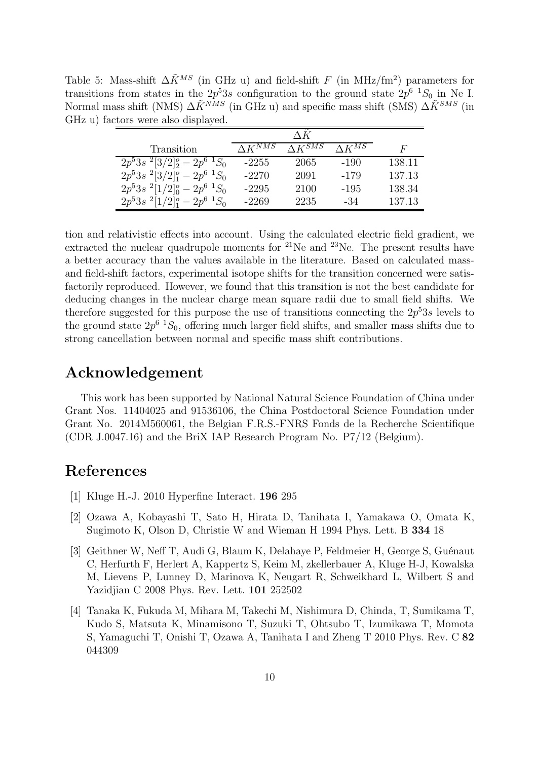Table 5: Mass-shift $\Delta\tilde{K}^{MS}$ (in GHz u) and field-shift $F$ (in MHz/fm$^2$) parameters for transitions from states in the $2p^5 3s$ configuration to the ground state $2p^6\ ^1S_0$ in Ne I. Normal mass shift (NMS) $\Delta\tilde{K}^{NMS}$ (in GHz u) and specific mass shift (SMS) $\Delta\tilde{K}^{SMS}$ (in GHz u) factors were also displayed.

| | $\Delta\tilde{K}$ | | | |
|---|---|---|---|---|
| Transition | $\Delta\tilde{K}^{NMS}$ | $\Delta\tilde{K}^{SMS}$ | $\Delta\tilde{K}^{MS}$ | $F$ |
| $2p^5 3s\ ^2[3/2]^o_2 - 2p^6\ ^1S_0$ | -2255 | 2065 | -190 | 138.11 |
| $2p^5 3s\ ^2[3/2]^o_1 - 2p^6\ ^1S_0$ | -2270 | 2091 | -179 | 137.13 |
| $2p^5 3s\ ^2[1/2]^o_0 - 2p^6\ ^1S_0$ | -2295 | 2100 | -195 | 138.34 |
| $2p^5 3s\ ^2[1/2]^o_1 - 2p^6\ ^1S_0$ | -2269 | 2235 | -34 | 137.13 |

tion and relativistic effects into account. Using the calculated electric field gradient, we extracted the nuclear quadrupole moments for $^{21}$Ne and $^{23}$Ne. The present results have a better accuracy than the values available in the literature. Based on calculated mass- and field-shift factors, experimental isotope shifts for the transition concerned were satisfactorily reproduced. However, we found that this transition is not the best candidate for deducing changes in the nuclear charge mean square radii due to small field shifts. We therefore suggested for this purpose the use of transitions connecting the $2p^5 3s$ levels to the ground state $2p^6\ ^1S_0$, offering much larger field shifts, and smaller mass shifts due to strong cancellation between normal and specific mass shift contributions.

## Acknowledgement

This work has been supported by National Natural Science Foundation of China under Grant Nos. 11404025 and 91536106, the China Postdoctoral Science Foundation under Grant No. 2014M560061, the Belgian F.R.S.-FNRS Fonds de la Recherche Scientifique (CDR J.0047.16) and the BriX IAP Research Program No. P7/12 (Belgium).

## References

[1] Kluge H.-J. 2010 Hyperfine Interact. **196** 295

[2] Ozawa A, Kobayashi T, Sato H, Hirata D, Tanihata I, Yamakawa O, Omata K, Sugimoto K, Olson D, Christie W and Wieman H 1994 Phys. Lett. B **334** 18

[3] Geithner W, Neff T, Audi G, Blaum K, Delahaye P, Feldmeier H, George S, Guénaut C, Herfurth F, Herlert A, Kappertz S, Keim M, zkellerbauer A, Kluge H-J, Kowalska M, Lievens P, Lunney D, Marinova K, Neugart R, Schweikhard L, Wilbert S and Yazidjian C 2008 Phys. Rev. Lett. **101** 252502

[4] Tanaka K, Fukuda M, Mihara M, Takechi M, Nishimura D, Chinda, T, Sumikama T, Kudo S, Matsuta K, Minamisono T, Suzuki T, Ohtsubo T, Izumikawa T, Momota S, Yamaguchi T, Onishi T, Ozawa A, Tanihata I and Zheng T 2010 Phys. Rev. C **82** 044309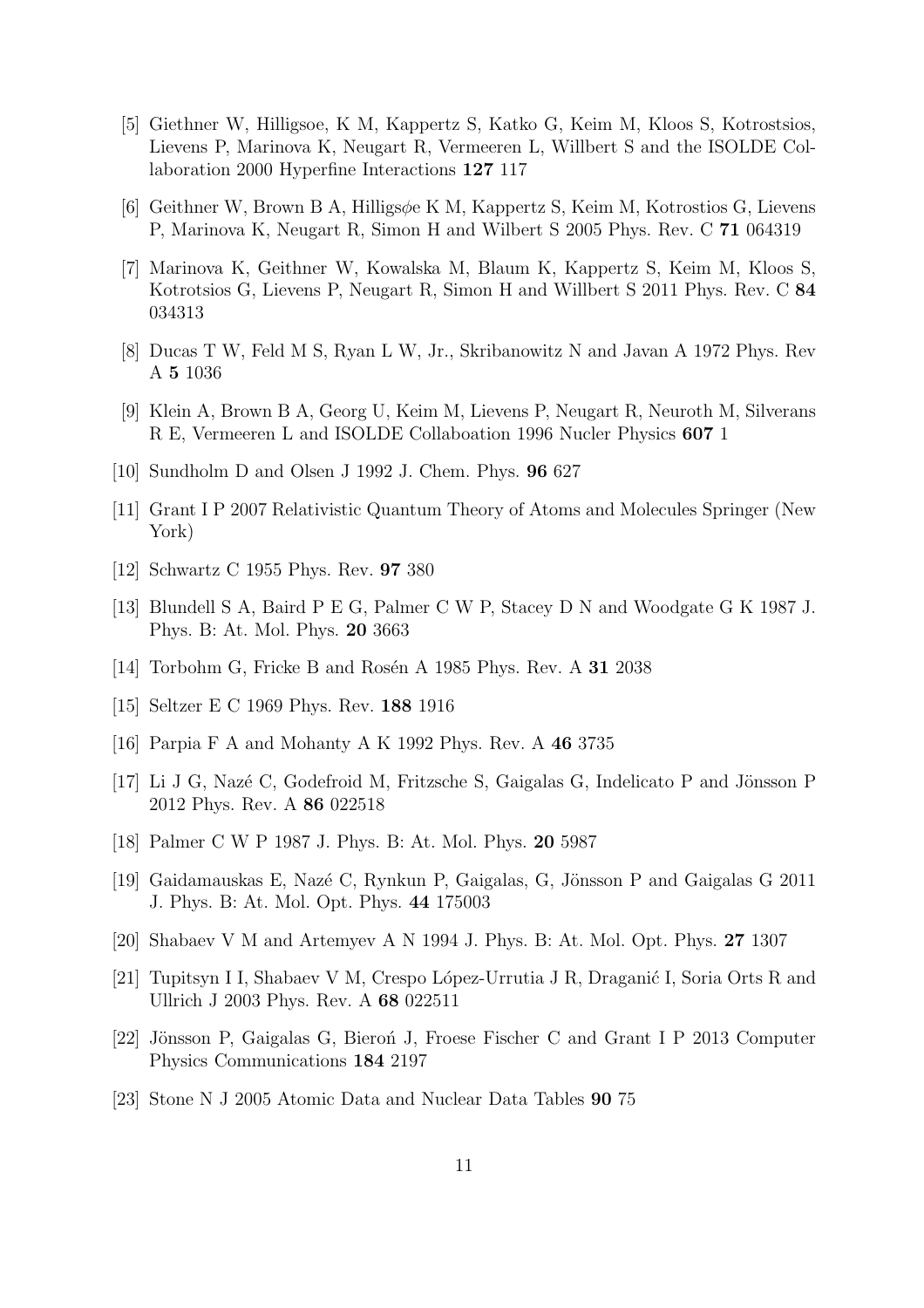[5] Giethner W, Hilligsoe, K M, Kappertz S, Katko G, Keim M, Kloos S, Kotrostsios, Lievens P, Marinova K, Neugart R, Vermeeren L, Willbert S and the ISOLDE Collaboration 2000 Hyperfine Interactions **127** 117

[6] Geithner W, Brown B A, Hilligs$\phi$e K M, Kappertz S, Keim M, Kotrostios G, Lievens P, Marinova K, Neugart R, Simon H and Wilbert S 2005 Phys. Rev. C **71** 064319

[7] Marinova K, Geithner W, Kowalska M, Blaum K, Kappertz S, Keim M, Kloos S, Kotrotsios G, Lievens P, Neugart R, Simon H and Willbert S 2011 Phys. Rev. C **84** 034313

[8] Ducas T W, Feld M S, Ryan L W, Jr., Skribanowitz N and Javan A 1972 Phys. Rev A **5** 1036

[9] Klein A, Brown B A, Georg U, Keim M, Lievens P, Neugart R, Neuroth M, Silverans R E, Vermeeren L and ISOLDE Collaboation 1996 Nucler Physics **607** 1

[10] Sundholm D and Olsen J 1992 J. Chem. Phys. **96** 627

[11] Grant I P 2007 Relativistic Quantum Theory of Atoms and Molecules Springer (New York)

[12] Schwartz C 1955 Phys. Rev. **97** 380

[13] Blundell S A, Baird P E G, Palmer C W P, Stacey D N and Woodgate G K 1987 J. Phys. B: At. Mol. Phys. **20** 3663

[14] Torbohm G, Fricke B and Rosén A 1985 Phys. Rev. A **31** 2038

[15] Seltzer E C 1969 Phys. Rev. **188** 1916

[16] Parpia F A and Mohanty A K 1992 Phys. Rev. A **46** 3735

[17] Li J G, Nazé C, Godefroid M, Fritzsche S, Gaigalas G, Indelicato P and Jönsson P 2012 Phys. Rev. A **86** 022518

[18] Palmer C W P 1987 J. Phys. B: At. Mol. Phys. **20** 5987

[19] Gaidamauskas E, Nazé C, Rynkun P, Gaigalas, G, Jönsson P and Gaigalas G 2011 J. Phys. B: At. Mol. Opt. Phys. **44** 175003

[20] Shabaev V M and Artemyev A N 1994 J. Phys. B: At. Mol. Opt. Phys. **27** 1307

[21] Tupitsyn I I, Shabaev V M, Crespo López-Urrutia J R, Draganić I, Soria Orts R and Ullrich J 2003 Phys. Rev. A **68** 022511

[22] Jönsson P, Gaigalas G, Bieroń J, Froese Fischer C and Grant I P 2013 Computer Physics Communications **184** 2197

[23] Stone N J 2005 Atomic Data and Nuclear Data Tables **90** 75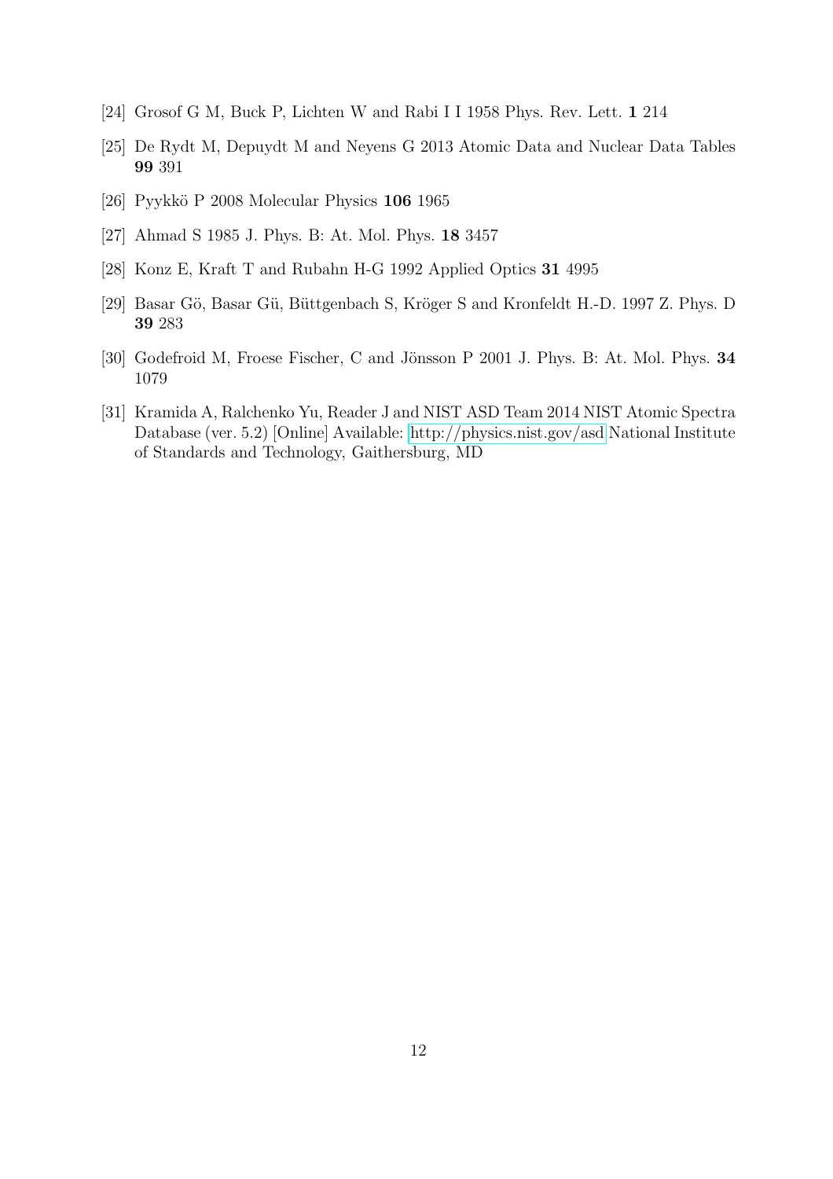[24] Grosof G M, Buck P, Lichten W and Rabi I I 1958 Phys. Rev. Lett. **1** 214

[25] De Rydt M, Depuydt M and Neyens G 2013 Atomic Data and Nuclear Data Tables **99** 391

[26] Pyykkö P 2008 Molecular Physics **106** 1965

[27] Ahmad S 1985 J. Phys. B: At. Mol. Phys. **18** 3457

[28] Konz E, Kraft T and Rubahn H-G 1992 Applied Optics **31** 4995

[29] Basar Gö, Basar Gü, Büttgenbach S, Kröger S and Kronfeldt H.-D. 1997 Z. Phys. D **39** 283

[30] Godefroid M, Froese Fischer, C and Jönsson P 2001 J. Phys. B: At. Mol. Phys. **34** 1079

[31] Kramida A, Ralchenko Yu, Reader J and NIST ASD Team 2014 NIST Atomic Spectra Database (ver. 5.2) [Online] Available: http://physics.nist.gov/asd National Institute of Standards and Technology, Gaithersburg, MD